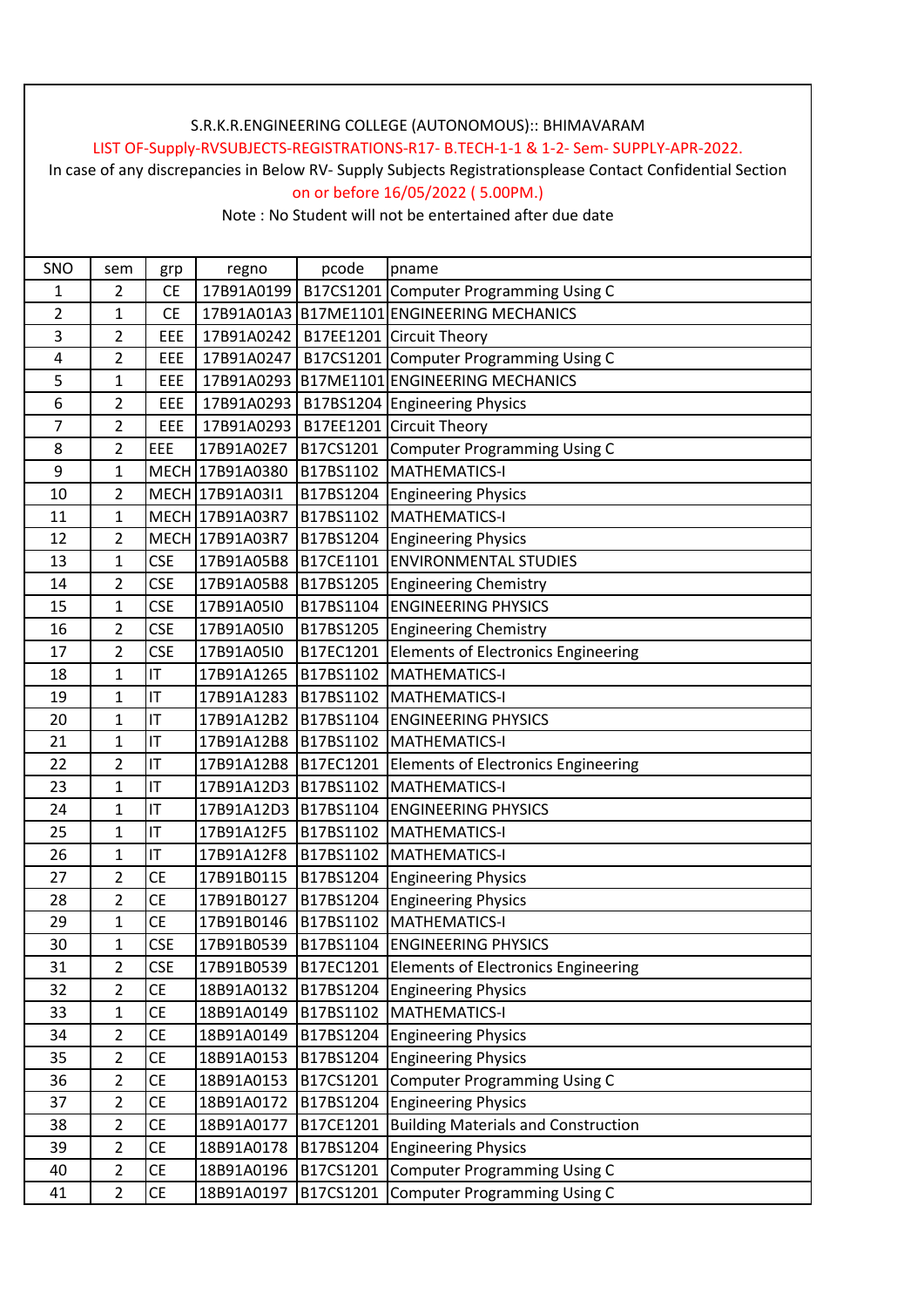S.R.K.R.ENGINEERING COLLEGE (AUTONOMOUS):: BHIMAVARAM

LIST OF-Supply-RVSUBJECTS-REGISTRATIONS-R17- B.TECH-1-1 & 1-2- Sem- SUPPLY-APR-2022.

In case of any discrepancies in Below RV- Supply Subjects Registrationsplease Contact Confidential Section

on or before 16/05/2022 ( 5.00PM.)

Note : No Student will not be entertained after due date

| SNO | sem | grp | regno | pcode | pname |
|---|---|---|---|---|---|
| 1 | 2 | CE | 17B91A0199 | B17CS1201 | Computer Programming Using C |
| 2 | 1 | CE | 17B91A01A3 | B17ME1101 | ENGINEERING MECHANICS |
| 3 | 2 | EEE | 17B91A0242 | B17EE1201 | Circuit Theory |
| 4 | 2 | EEE | 17B91A0247 | B17CS1201 | Computer Programming Using C |
| 5 | 1 | EEE | 17B91A0293 | B17ME1101 | ENGINEERING MECHANICS |
| 6 | 2 | EEE | 17B91A0293 | B17BS1204 | Engineering Physics |
| 7 | 2 | EEE | 17B91A0293 | B17EE1201 | Circuit Theory |
| 8 | 2 | EEE | 17B91A02E7 | B17CS1201 | Computer Programming Using C |
| 9 | 1 | MECH | 17B91A0380 | B17BS1102 | MATHEMATICS-I |
| 10 | 2 | MECH | 17B91A03I1 | B17BS1204 | Engineering Physics |
| 11 | 1 | MECH | 17B91A03R7 | B17BS1102 | MATHEMATICS-I |
| 12 | 2 | MECH | 17B91A03R7 | B17BS1204 | Engineering Physics |
| 13 | 1 | CSE | 17B91A05B8 | B17CE1101 | ENVIRONMENTAL STUDIES |
| 14 | 2 | CSE | 17B91A05B8 | B17BS1205 | Engineering Chemistry |
| 15 | 1 | CSE | 17B91A05I0 | B17BS1104 | ENGINEERING PHYSICS |
| 16 | 2 | CSE | 17B91A05I0 | B17BS1205 | Engineering Chemistry |
| 17 | 2 | CSE | 17B91A05I0 | B17EC1201 | Elements of Electronics Engineering |
| 18 | 1 | IT | 17B91A1265 | B17BS1102 | MATHEMATICS-I |
| 19 | 1 | IT | 17B91A1283 | B17BS1102 | MATHEMATICS-I |
| 20 | 1 | IT | 17B91A12B2 | B17BS1104 | ENGINEERING PHYSICS |
| 21 | 1 | IT | 17B91A12B8 | B17BS1102 | MATHEMATICS-I |
| 22 | 2 | IT | 17B91A12B8 | B17EC1201 | Elements of Electronics Engineering |
| 23 | 1 | IT | 17B91A12D3 | B17BS1102 | MATHEMATICS-I |
| 24 | 1 | IT | 17B91A12D3 | B17BS1104 | ENGINEERING PHYSICS |
| 25 | 1 | IT | 17B91A12F5 | B17BS1102 | MATHEMATICS-I |
| 26 | 1 | IT | 17B91A12F8 | B17BS1102 | MATHEMATICS-I |
| 27 | 2 | CE | 17B91B0115 | B17BS1204 | Engineering Physics |
| 28 | 2 | CE | 17B91B0127 | B17BS1204 | Engineering Physics |
| 29 | 1 | CE | 17B91B0146 | B17BS1102 | MATHEMATICS-I |
| 30 | 1 | CSE | 17B91B0539 | B17BS1104 | ENGINEERING PHYSICS |
| 31 | 2 | CSE | 17B91B0539 | B17EC1201 | Elements of Electronics Engineering |
| 32 | 2 | CE | 18B91A0132 | B17BS1204 | Engineering Physics |
| 33 | 1 | CE | 18B91A0149 | B17BS1102 | MATHEMATICS-I |
| 34 | 2 | CE | 18B91A0149 | B17BS1204 | Engineering Physics |
| 35 | 2 | CE | 18B91A0153 | B17BS1204 | Engineering Physics |
| 36 | 2 | CE | 18B91A0153 | B17CS1201 | Computer Programming Using C |
| 37 | 2 | CE | 18B91A0172 | B17BS1204 | Engineering Physics |
| 38 | 2 | CE | 18B91A0177 | B17CE1201 | Building Materials and Construction |
| 39 | 2 | CE | 18B91A0178 | B17BS1204 | Engineering Physics |
| 40 | 2 | CE | 18B91A0196 | B17CS1201 | Computer Programming Using C |
| 41 | 2 | CE | 18B91A0197 | B17CS1201 | Computer Programming Using C |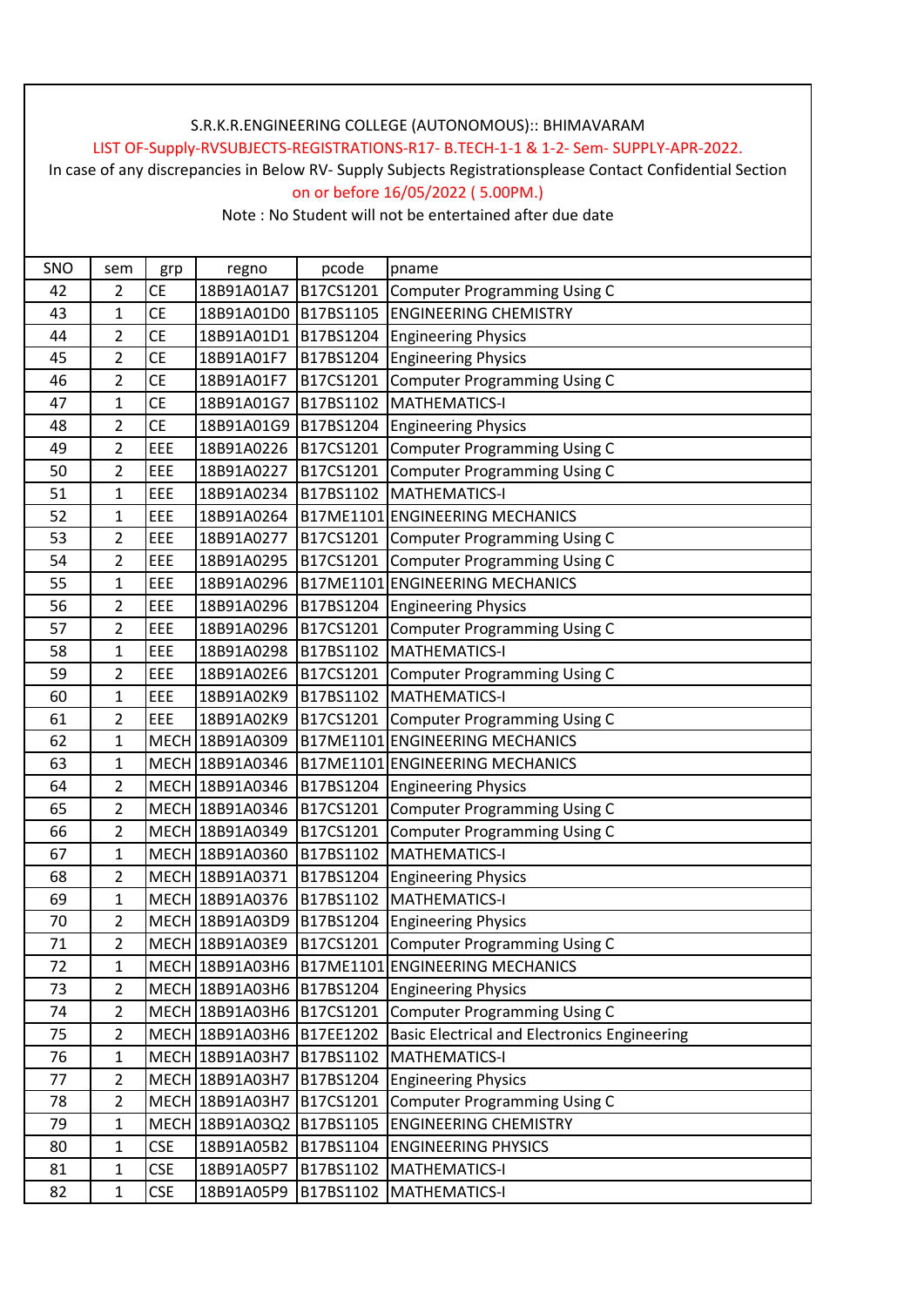S.R.K.R.ENGINEERING COLLEGE (AUTONOMOUS):: BHIMAVARAM

LIST OF-Supply-RVSUBJECTS-REGISTRATIONS-R17- B.TECH-1-1 & 1-2- Sem- SUPPLY-APR-2022.

In case of any discrepancies in Below RV- Supply Subjects Registrationsplease Contact Confidential Section

on or before 16/05/2022 ( 5.00PM.)

Note : No Student will not be entertained after due date

| SNO | sem | grp | regno | pcode | pname |
|---|---|---|---|---|---|
| 42 | 2 | CE | 18B91A01A7 | B17CS1201 | Computer Programming Using C |
| 43 | 1 | CE | 18B91A01D0 | B17BS1105 | ENGINEERING CHEMISTRY |
| 44 | 2 | CE | 18B91A01D1 | B17BS1204 | Engineering Physics |
| 45 | 2 | CE | 18B91A01F7 | B17BS1204 | Engineering Physics |
| 46 | 2 | CE | 18B91A01F7 | B17CS1201 | Computer Programming Using C |
| 47 | 1 | CE | 18B91A01G7 | B17BS1102 | MATHEMATICS-I |
| 48 | 2 | CE | 18B91A01G9 | B17BS1204 | Engineering Physics |
| 49 | 2 | EEE | 18B91A0226 | B17CS1201 | Computer Programming Using C |
| 50 | 2 | EEE | 18B91A0227 | B17CS1201 | Computer Programming Using C |
| 51 | 1 | EEE | 18B91A0234 | B17BS1102 | MATHEMATICS-I |
| 52 | 1 | EEE | 18B91A0264 | B17ME1101 | ENGINEERING MECHANICS |
| 53 | 2 | EEE | 18B91A0277 | B17CS1201 | Computer Programming Using C |
| 54 | 2 | EEE | 18B91A0295 | B17CS1201 | Computer Programming Using C |
| 55 | 1 | EEE | 18B91A0296 | B17ME1101 | ENGINEERING MECHANICS |
| 56 | 2 | EEE | 18B91A0296 | B17BS1204 | Engineering Physics |
| 57 | 2 | EEE | 18B91A0296 | B17CS1201 | Computer Programming Using C |
| 58 | 1 | EEE | 18B91A0298 | B17BS1102 | MATHEMATICS-I |
| 59 | 2 | EEE | 18B91A02E6 | B17CS1201 | Computer Programming Using C |
| 60 | 1 | EEE | 18B91A02K9 | B17BS1102 | MATHEMATICS-I |
| 61 | 2 | EEE | 18B91A02K9 | B17CS1201 | Computer Programming Using C |
| 62 | 1 | MECH | 18B91A0309 | B17ME1101 | ENGINEERING MECHANICS |
| 63 | 1 | MECH | 18B91A0346 | B17ME1101 | ENGINEERING MECHANICS |
| 64 | 2 | MECH | 18B91A0346 | B17BS1204 | Engineering Physics |
| 65 | 2 | MECH | 18B91A0346 | B17CS1201 | Computer Programming Using C |
| 66 | 2 | MECH | 18B91A0349 | B17CS1201 | Computer Programming Using C |
| 67 | 1 | MECH | 18B91A0360 | B17BS1102 | MATHEMATICS-I |
| 68 | 2 | MECH | 18B91A0371 | B17BS1204 | Engineering Physics |
| 69 | 1 | MECH | 18B91A0376 | B17BS1102 | MATHEMATICS-I |
| 70 | 2 | MECH | 18B91A03D9 | B17BS1204 | Engineering Physics |
| 71 | 2 | MECH | 18B91A03E9 | B17CS1201 | Computer Programming Using C |
| 72 | 1 | MECH | 18B91A03H6 | B17ME1101 | ENGINEERING MECHANICS |
| 73 | 2 | MECH | 18B91A03H6 | B17BS1204 | Engineering Physics |
| 74 | 2 | MECH | 18B91A03H6 | B17CS1201 | Computer Programming Using C |
| 75 | 2 | MECH | 18B91A03H6 | B17EE1202 | Basic Electrical and Electronics Engineering |
| 76 | 1 | MECH | 18B91A03H7 | B17BS1102 | MATHEMATICS-I |
| 77 | 2 | MECH | 18B91A03H7 | B17BS1204 | Engineering Physics |
| 78 | 2 | MECH | 18B91A03H7 | B17CS1201 | Computer Programming Using C |
| 79 | 1 | MECH | 18B91A03Q2 | B17BS1105 | ENGINEERING CHEMISTRY |
| 80 | 1 | CSE | 18B91A05B2 | B17BS1104 | ENGINEERING PHYSICS |
| 81 | 1 | CSE | 18B91A05P7 | B17BS1102 | MATHEMATICS-I |
| 82 | 1 | CSE | 18B91A05P9 | B17BS1102 | MATHEMATICS-I |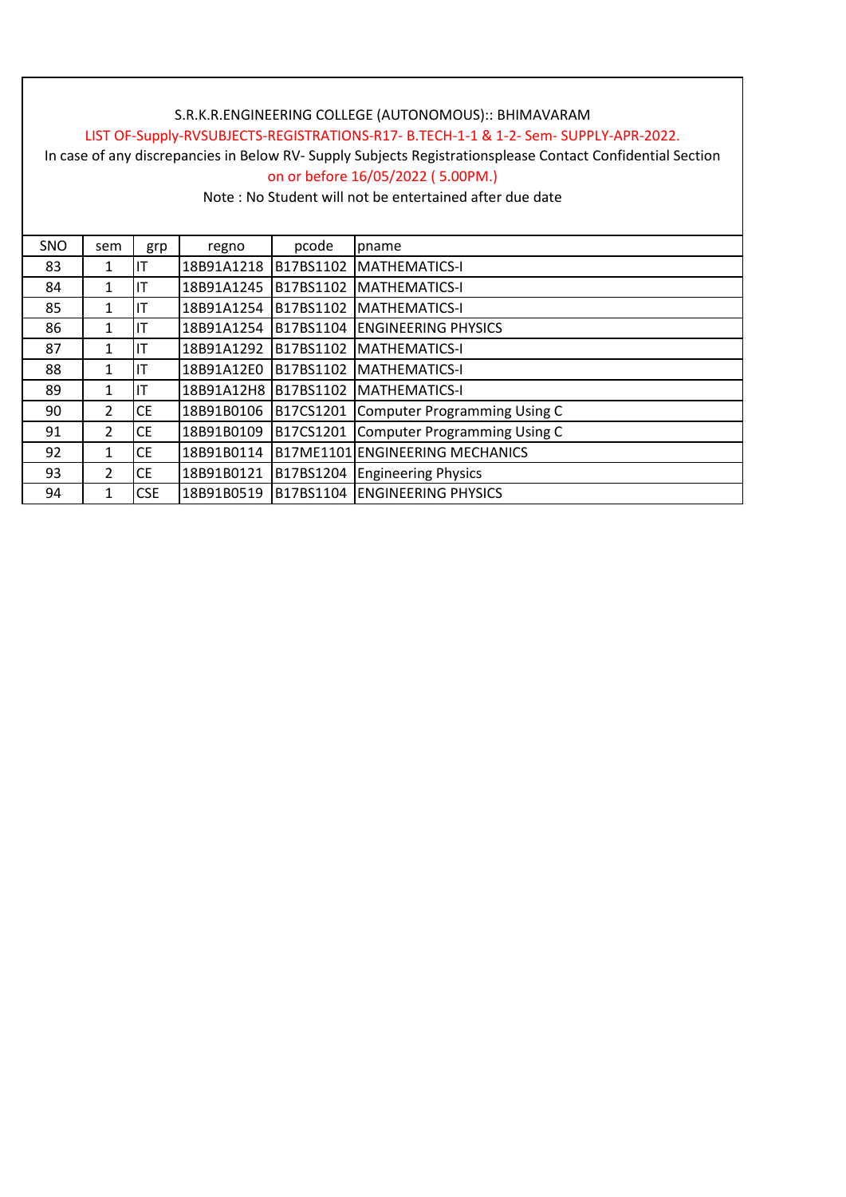S.R.K.R.ENGINEERING COLLEGE (AUTONOMOUS):: BHIMAVARAM

LIST OF-Supply-RVSUBJECTS-REGISTRATIONS-R17- B.TECH-1-1 & 1-2- Sem- SUPPLY-APR-2022.

In case of any discrepancies in Below RV- Supply Subjects Registrationsplease Contact Confidential Section on or before 16/05/2022 ( 5.00PM.)

Note : No Student will not be entertained after due date

| SNO | sem | grp | regno | pcode | pname |
|---|---|---|---|---|---|
| 83 | 1 | IT | 18B91A1218 | B17BS1102 | MATHEMATICS-I |
| 84 | 1 | IT | 18B91A1245 | B17BS1102 | MATHEMATICS-I |
| 85 | 1 | IT | 18B91A1254 | B17BS1102 | MATHEMATICS-I |
| 86 | 1 | IT | 18B91A1254 | B17BS1104 | ENGINEERING PHYSICS |
| 87 | 1 | IT | 18B91A1292 | B17BS1102 | MATHEMATICS-I |
| 88 | 1 | IT | 18B91A12E0 | B17BS1102 | MATHEMATICS-I |
| 89 | 1 | IT | 18B91A12H8 | B17BS1102 | MATHEMATICS-I |
| 90 | 2 | CE | 18B91B0106 | B17CS1201 | Computer Programming Using C |
| 91 | 2 | CE | 18B91B0109 | B17CS1201 | Computer Programming Using C |
| 92 | 1 | CE | 18B91B0114 | B17ME1101 | ENGINEERING MECHANICS |
| 93 | 2 | CE | 18B91B0121 | B17BS1204 | Engineering Physics |
| 94 | 1 | CSE | 18B91B0519 | B17BS1104 | ENGINEERING PHYSICS |